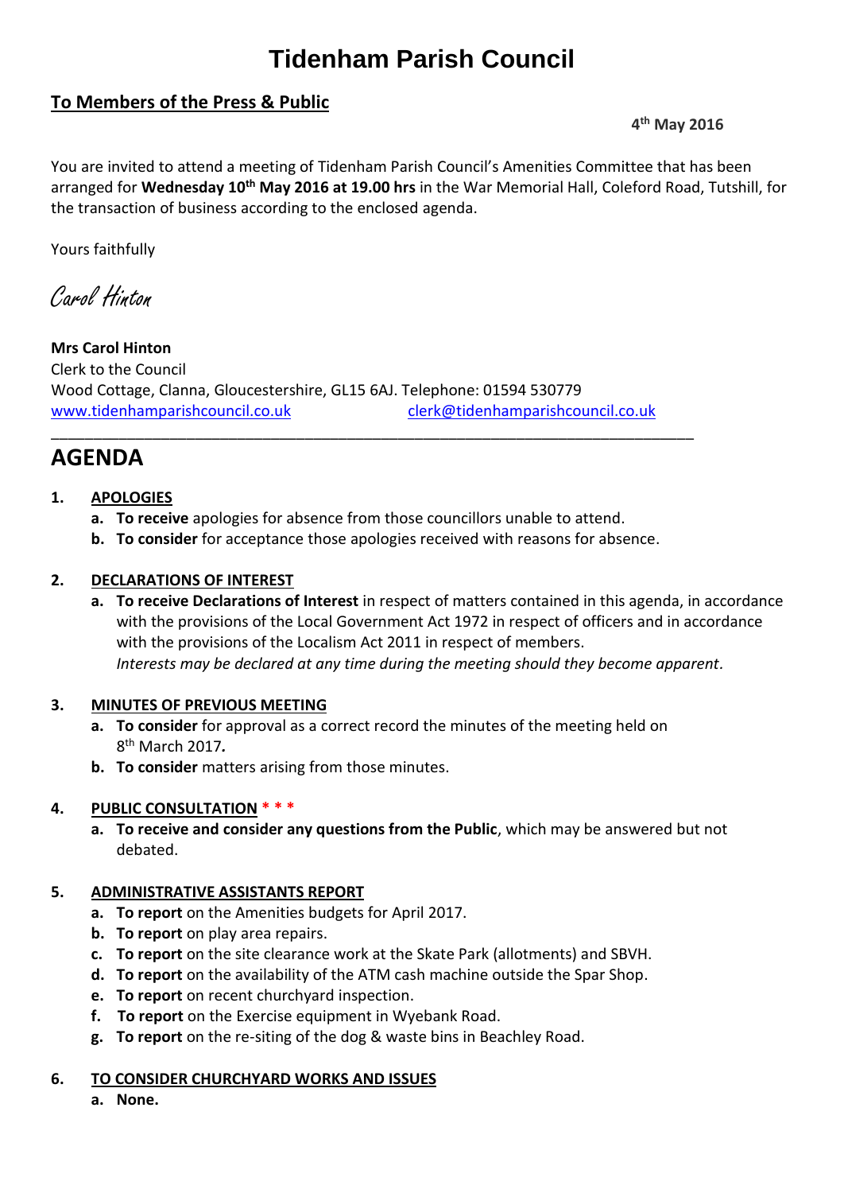# Tidenham Parish Council

**To Members of the Press & Public**

**4th May 2016**

You are invited to attend a meeting of Tidenham Parish Council's Amenities Committee that has been arranged for **Wednesday 10th May 2016 at 19.00 hrs** in the War Memorial Hall, Coleford Road, Tutshill, for the transaction of business according to the enclosed agenda.

Yours faithfully

Carol Hinton

**Mrs Carol Hinton**
Clerk to the Council
Wood Cottage, Clanna, Gloucestershire, GL15 6AJ. Telephone: 01594 530779
www.tidenhamparishcouncil.co.uk clerk@tidenhamparishcouncil.co.uk

---

# AGENDA

**1. APOLOGIES**

a. **To receive** apologies for absence from those councillors unable to attend.
b. **To consider** for acceptance those apologies received with reasons for absence.

**2. DECLARATIONS OF INTEREST**

a. **To receive Declarations of Interest** in respect of matters contained in this agenda, in accordance with the provisions of the Local Government Act 1972 in respect of officers and in accordance with the provisions of the Localism Act 2011 in respect of members.
*Interests may be declared at any time during the meeting should they become apparent.*

**3. MINUTES OF PREVIOUS MEETING**

a. **To consider** for approval as a correct record the minutes of the meeting held on 8th March 2017.
b. **To consider** matters arising from those minutes.

**4. PUBLIC CONSULTATION * * ***

a. **To receive and consider any questions from the Public**, which may be answered but not debated.

**5. ADMINISTRATIVE ASSISTANTS REPORT**

a. **To report** on the Amenities budgets for April 2017.
b. **To report** on play area repairs.
c. **To report** on the site clearance work at the Skate Park (allotments) and SBVH.
d. **To report** on the availability of the ATM cash machine outside the Spar Shop.
e. **To report** on recent churchyard inspection.
f. **To report** on the Exercise equipment in Wyebank Road.
g. **To report** on the re-siting of the dog & waste bins in Beachley Road.

**6. TO CONSIDER CHURCHYARD WORKS AND ISSUES**

a. **None.**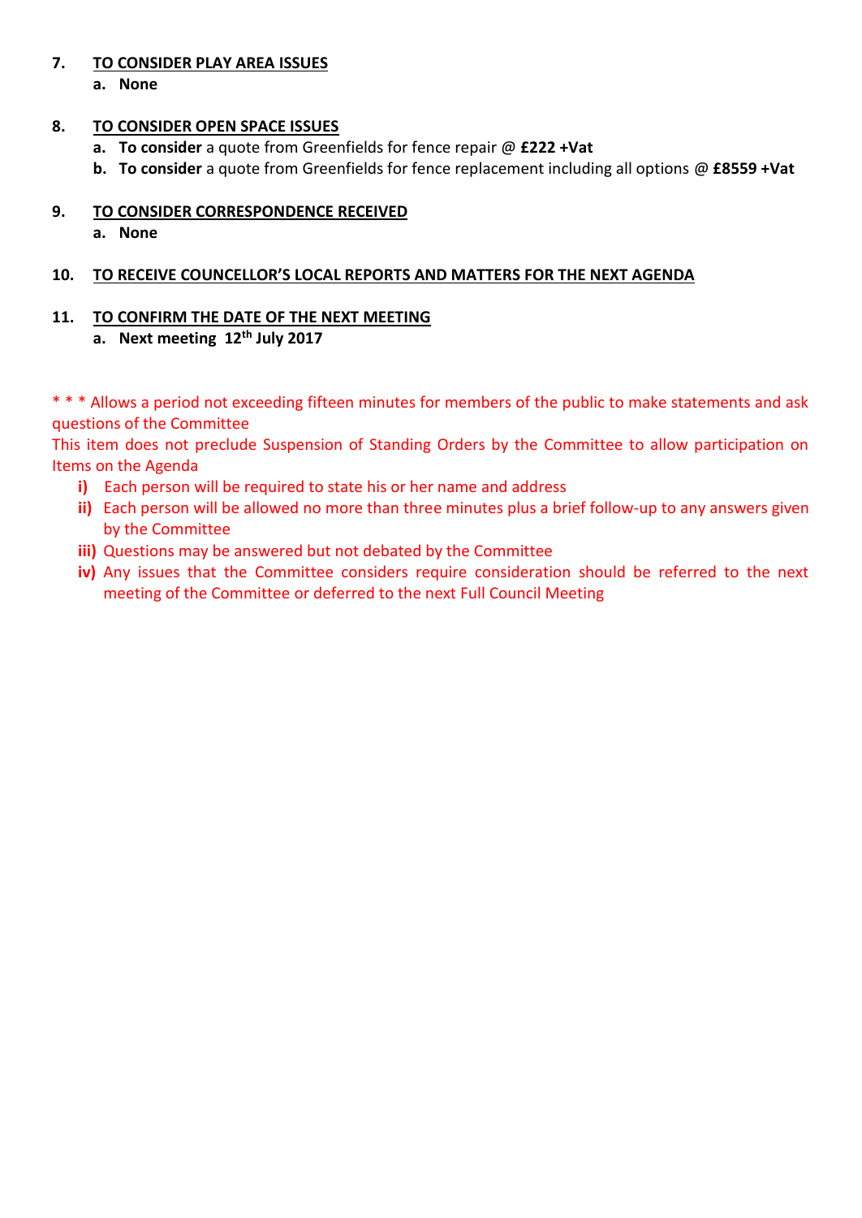7. **TO CONSIDER PLAY AREA ISSUES**
   a. **None**

8. **TO CONSIDER OPEN SPACE ISSUES**
   a. **To consider** a quote from Greenfields for fence repair @ **£222 +Vat**
   b. **To consider** a quote from Greenfields for fence replacement including all options @ **£8559 +Vat**

9. **TO CONSIDER CORRESPONDENCE RECEIVED**
   a. **None**

10. **TO RECEIVE COUNCELLOR'S LOCAL REPORTS AND MATTERS FOR THE NEXT AGENDA**

11. **TO CONFIRM THE DATE OF THE NEXT MEETING**
    a. **Next meeting 12th July 2017**

* * * Allows a period not exceeding fifteen minutes for members of the public to make statements and ask questions of the Committee

This item does not preclude Suspension of Standing Orders by the Committee to allow participation on Items on the Agenda

- **i)** Each person will be required to state his or her name and address
- **ii)** Each person will be allowed no more than three minutes plus a brief follow-up to any answers given by the Committee
- **iii)** Questions may be answered but not debated by the Committee
- **iv)** Any issues that the Committee considers require consideration should be referred to the next meeting of the Committee or deferred to the next Full Council Meeting